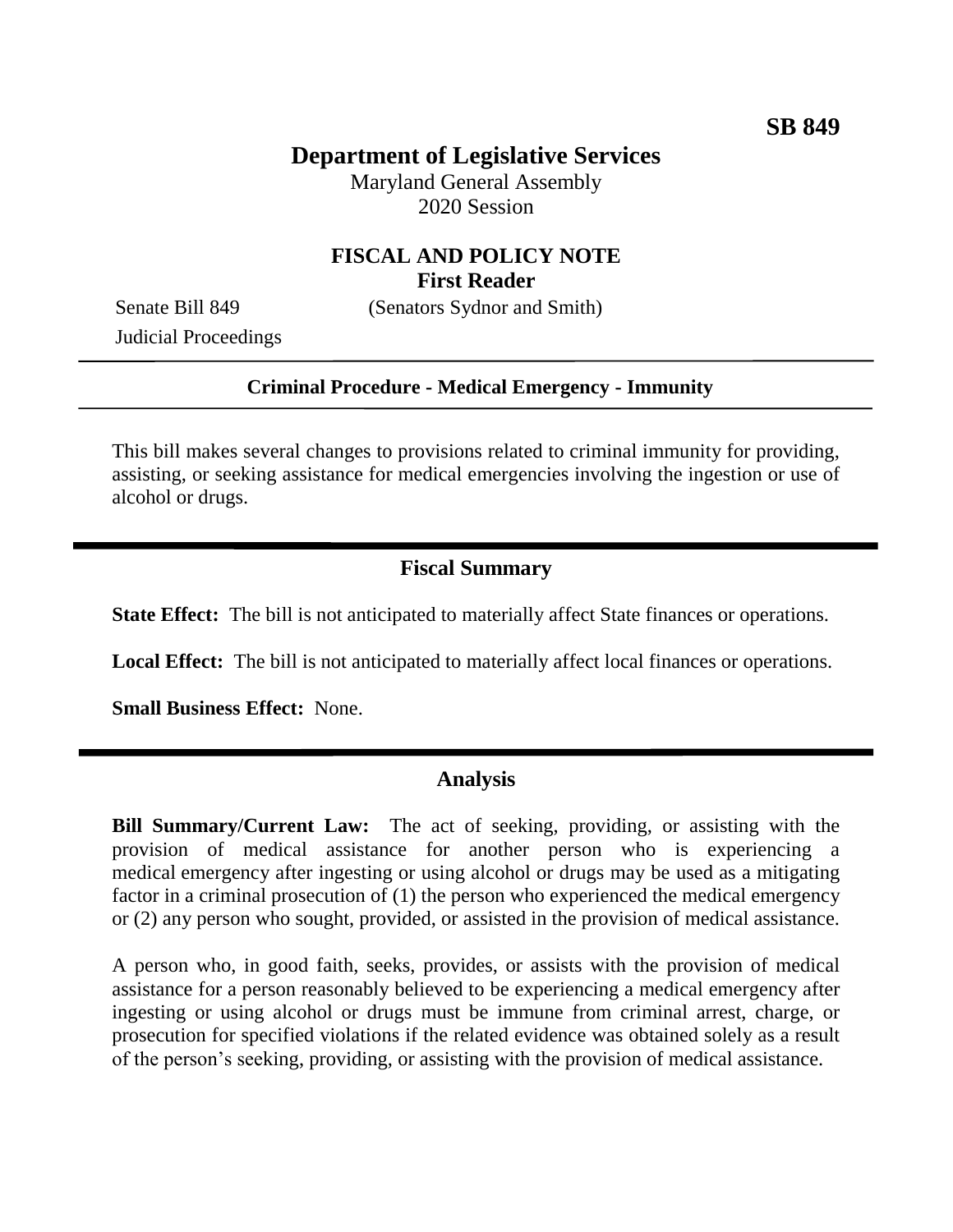**SB 849**

# Department of Legislative Services

Maryland General Assembly
2020 Session

## FISCAL AND POLICY NOTE
**First Reader**

Senate Bill 849 (Senators Sydnor and Smith)
Judicial Proceedings

---

**Criminal Procedure - Medical Emergency - Immunity**

---

This bill makes several changes to provisions related to criminal immunity for providing, assisting, or seeking assistance for medical emergencies involving the ingestion or use of alcohol or drugs.

---

## Fiscal Summary

**State Effect:** The bill is not anticipated to materially affect State finances or operations.

**Local Effect:** The bill is not anticipated to materially affect local finances or operations.

**Small Business Effect:** None.

---

## Analysis

**Bill Summary/Current Law:** The act of seeking, providing, or assisting with the provision of medical assistance for another person who is experiencing a medical emergency after ingesting or using alcohol or drugs may be used as a mitigating factor in a criminal prosecution of (1) the person who experienced the medical emergency or (2) any person who sought, provided, or assisted in the provision of medical assistance.

A person who, in good faith, seeks, provides, or assists with the provision of medical assistance for a person reasonably believed to be experiencing a medical emergency after ingesting or using alcohol or drugs must be immune from criminal arrest, charge, or prosecution for specified violations if the related evidence was obtained solely as a result of the person's seeking, providing, or assisting with the provision of medical assistance.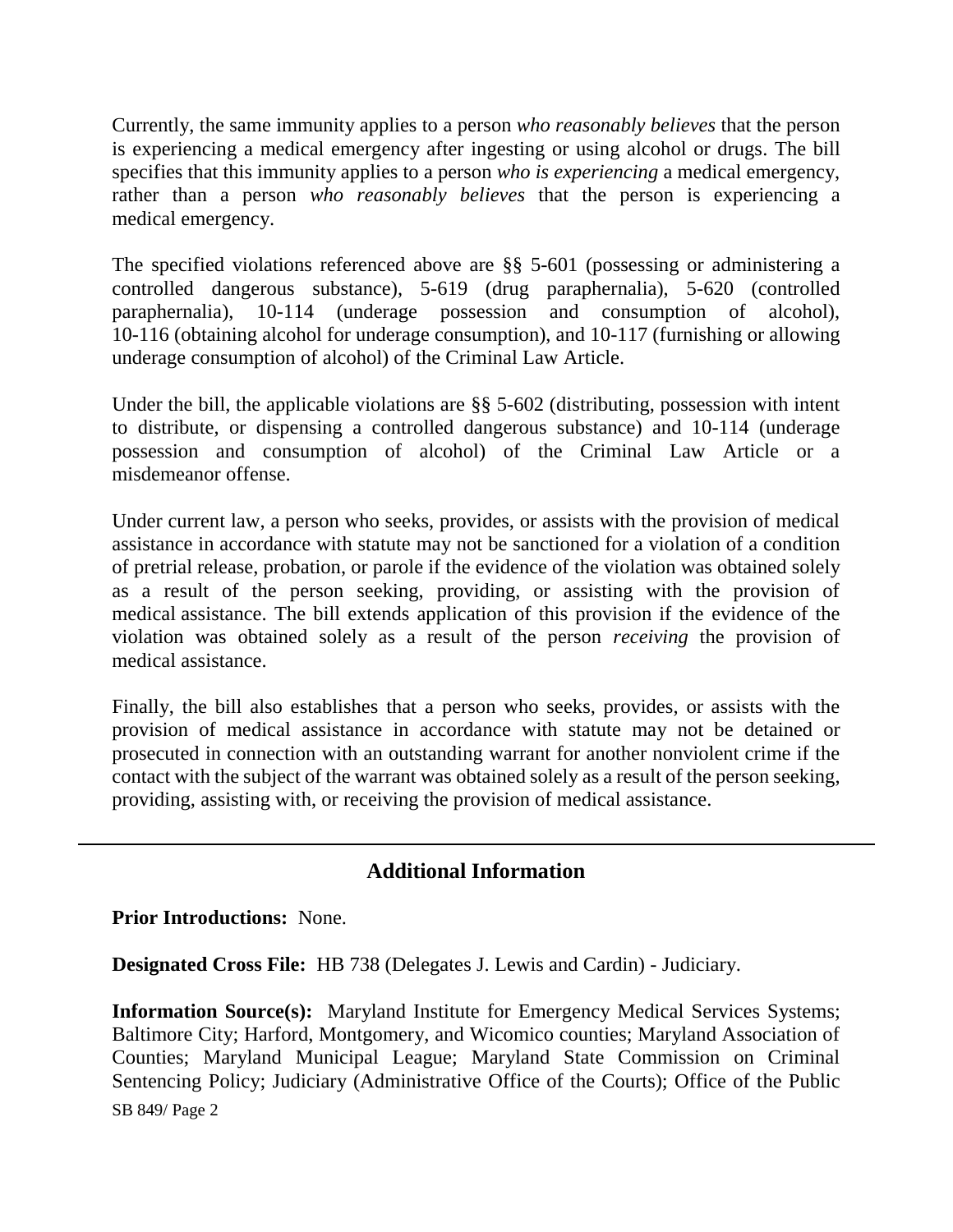Currently, the same immunity applies to a person *who reasonably believes* that the person is experiencing a medical emergency after ingesting or using alcohol or drugs. The bill specifies that this immunity applies to a person *who is experiencing* a medical emergency, rather than a person *who reasonably believes* that the person is experiencing a medical emergency.

The specified violations referenced above are §§ 5-601 (possessing or administering a controlled dangerous substance), 5-619 (drug paraphernalia), 5-620 (controlled paraphernalia), 10-114 (underage possession and consumption of alcohol), 10-116 (obtaining alcohol for underage consumption), and 10-117 (furnishing or allowing underage consumption of alcohol) of the Criminal Law Article.

Under the bill, the applicable violations are §§ 5-602 (distributing, possession with intent to distribute, or dispensing a controlled dangerous substance) and 10-114 (underage possession and consumption of alcohol) of the Criminal Law Article or a misdemeanor offense.

Under current law, a person who seeks, provides, or assists with the provision of medical assistance in accordance with statute may not be sanctioned for a violation of a condition of pretrial release, probation, or parole if the evidence of the violation was obtained solely as a result of the person seeking, providing, or assisting with the provision of medical assistance. The bill extends application of this provision if the evidence of the violation was obtained solely as a result of the person *receiving* the provision of medical assistance.

Finally, the bill also establishes that a person who seeks, provides, or assists with the provision of medical assistance in accordance with statute may not be detained or prosecuted in connection with an outstanding warrant for another nonviolent crime if the contact with the subject of the warrant was obtained solely as a result of the person seeking, providing, assisting with, or receiving the provision of medical assistance.

---

## Additional Information

**Prior Introductions:** None.

**Designated Cross File:** HB 738 (Delegates J. Lewis and Cardin) - Judiciary.

**Information Source(s):** Maryland Institute for Emergency Medical Services Systems; Baltimore City; Harford, Montgomery, and Wicomico counties; Maryland Association of Counties; Maryland Municipal League; Maryland State Commission on Criminal Sentencing Policy; Judiciary (Administrative Office of the Courts); Office of the Public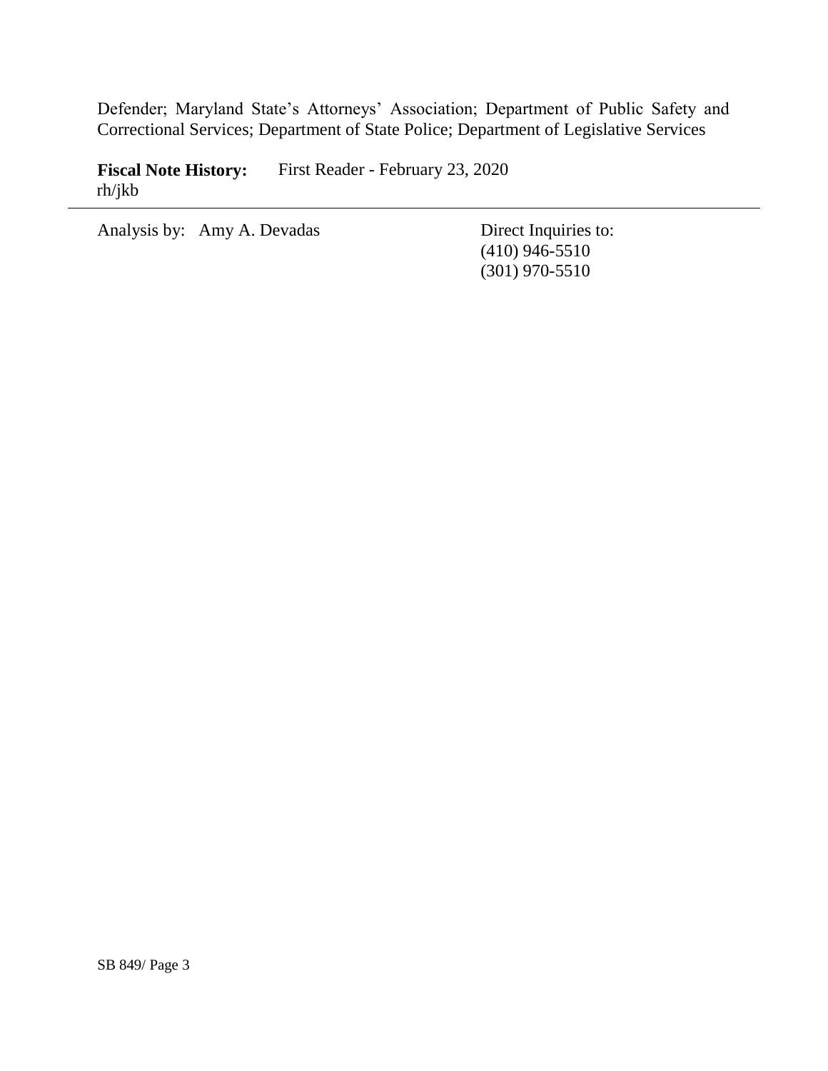Defender; Maryland State's Attorneys' Association; Department of Public Safety and Correctional Services; Department of State Police; Department of Legislative Services

**Fiscal Note History:** First Reader - February 23, 2020
rh/jkb

---

Analysis by: Amy A. Devadas

Direct Inquiries to:
(410) 946-5510
(301) 970-5510